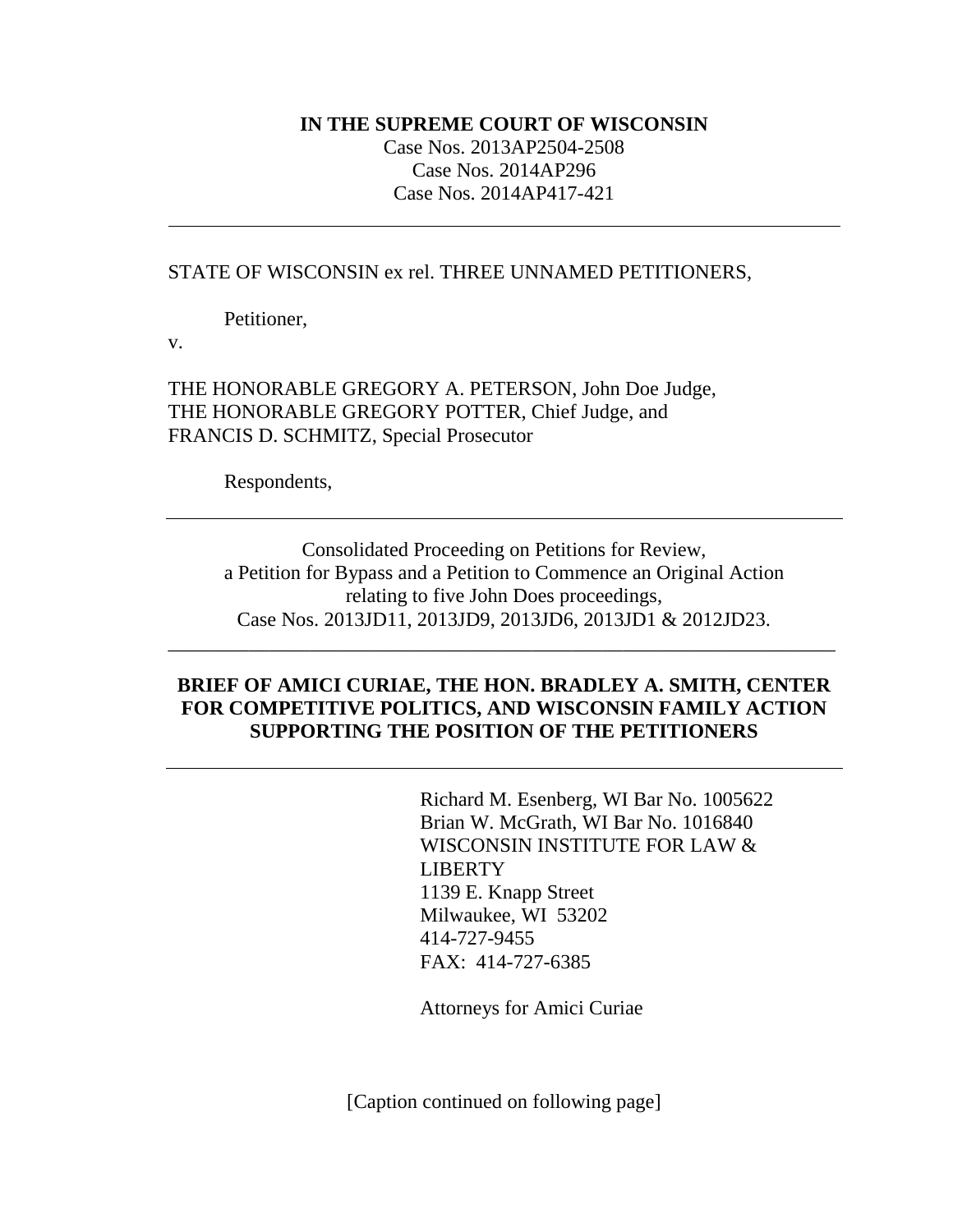**IN THE SUPREME COURT OF WISCONSIN**

Case Nos. 2013AP2504-2508
Case Nos. 2014AP296
Case Nos. 2014AP417-421

---

STATE OF WISCONSIN ex rel. THREE UNNAMED PETITIONERS,

Petitioner,

v.

THE HONORABLE GREGORY A. PETERSON, John Doe Judge,
THE HONORABLE GREGORY POTTER, Chief Judge, and
FRANCIS D. SCHMITZ, Special Prosecutor

Respondents,

---

Consolidated Proceeding on Petitions for Review,
a Petition for Bypass and a Petition to Commence an Original Action
relating to five John Does proceedings,
Case Nos. 2013JD11, 2013JD9, 2013JD6, 2013JD1 & 2012JD23.

---

**BRIEF OF AMICI CURIAE, THE HON. BRADLEY A. SMITH, CENTER FOR COMPETITIVE POLITICS, AND WISCONSIN FAMILY ACTION SUPPORTING THE POSITION OF THE PETITIONERS**

---

Richard M. Esenberg, WI Bar No. 1005622
Brian W. McGrath, WI Bar No. 1016840
WISCONSIN INSTITUTE FOR LAW & LIBERTY
1139 E. Knapp Street
Milwaukee, WI 53202
414-727-9455
FAX: 414-727-6385

Attorneys for Amici Curiae

[Caption continued on following page]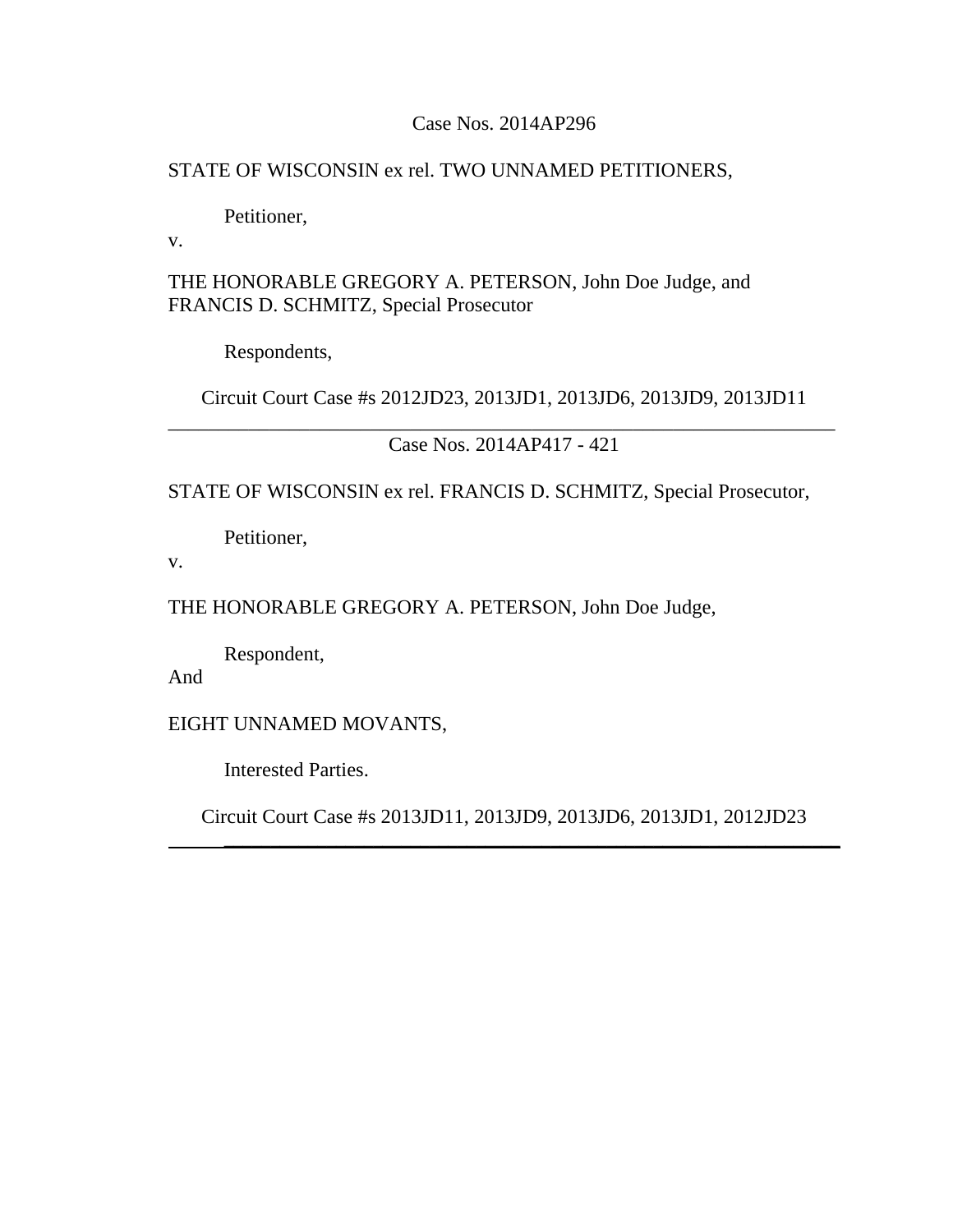Case Nos. 2014AP296

STATE OF WISCONSIN ex rel. TWO UNNAMED PETITIONERS,

Petitioner,

v.

THE HONORABLE GREGORY A. PETERSON, John Doe Judge, and FRANCIS D. SCHMITZ, Special Prosecutor

Respondents,

Circuit Court Case #s 2012JD23, 2013JD1, 2013JD6, 2013JD9, 2013JD11

---

Case Nos. 2014AP417 - 421

STATE OF WISCONSIN ex rel. FRANCIS D. SCHMITZ, Special Prosecutor,

Petitioner,

v.

THE HONORABLE GREGORY A. PETERSON, John Doe Judge,

Respondent,

And

EIGHT UNNAMED MOVANTS,

Interested Parties.

Circuit Court Case #s 2013JD11, 2013JD9, 2013JD6, 2013JD1, 2012JD23

---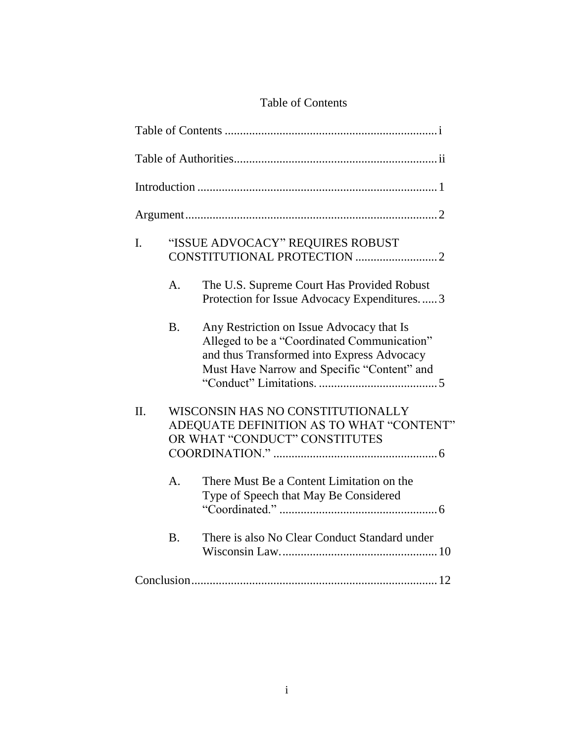# Table of Contents

Table of Contents .................................................................... i

Table of Authorities.................................................................. ii

Introduction ............................................................................ 1

Argument................................................................................. 2

I. "ISSUE ADVOCACY" REQUIRES ROBUST CONSTITUTIONAL PROTECTION .......................... 2

   A. The U.S. Supreme Court Has Provided Robust Protection for Issue Advocacy Expenditures...... 3

   B. Any Restriction on Issue Advocacy that Is Alleged to be a "Coordinated Communication" and thus Transformed into Express Advocacy Must Have Narrow and Specific "Content" and "Conduct" Limitations. ....................................... 5

II. WISCONSIN HAS NO CONSTITUTIONALLY ADEQUATE DEFINITION AS TO WHAT "CONTENT" OR WHAT "CONDUCT" CONSTITUTES COORDINATION." ..................................................... 6

   A. There Must Be a Content Limitation on the Type of Speech that May Be Considered "Coordinated." .................................................... 6

   B. There is also No Clear Conduct Standard under Wisconsin Law.................................................... 10

Conclusion................................................................................ 12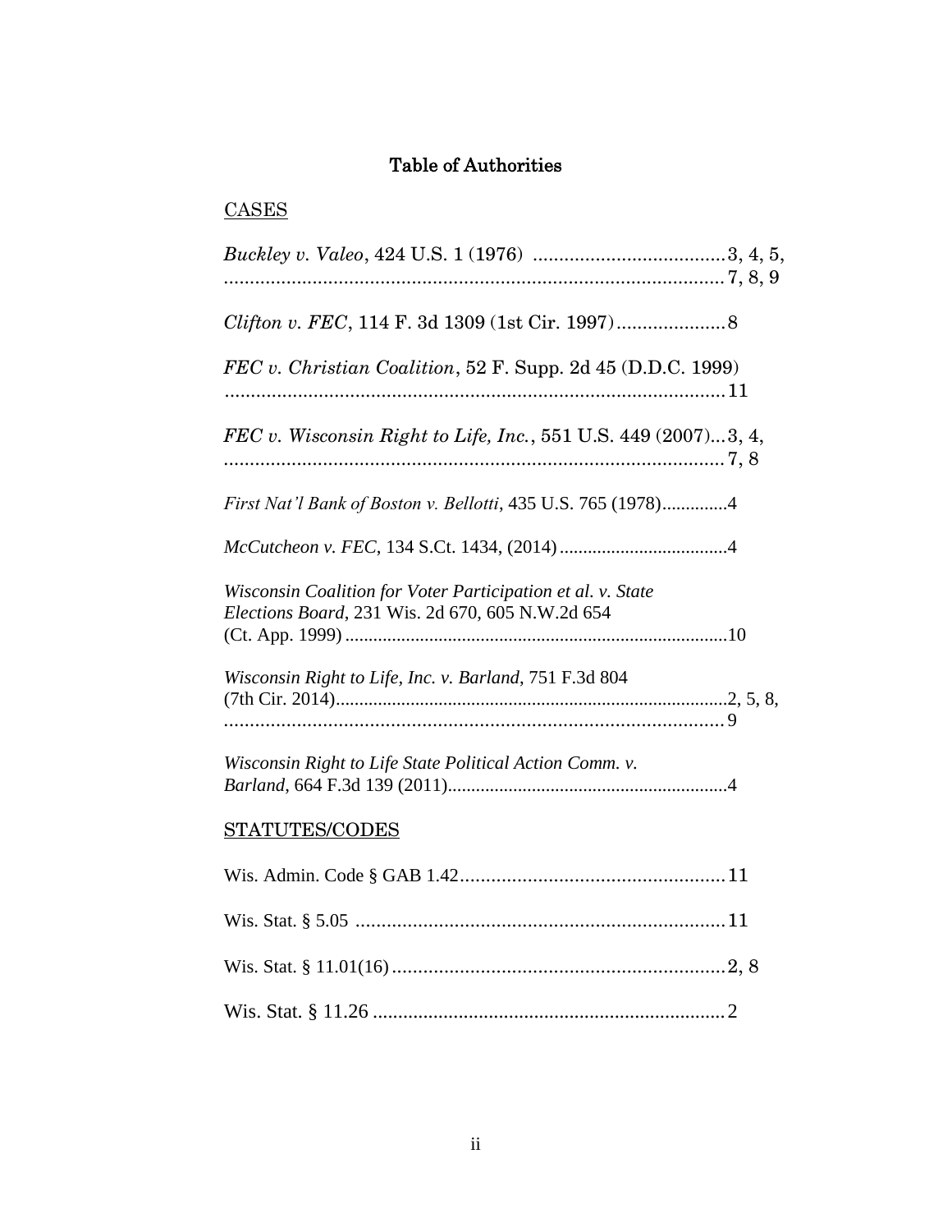# Table of Authorities

## CASES

*Buckley v. Valeo*, 424 U.S. 1 (1976) ....................................3, 4, 5, ................................................................................................7, 8, 9

*Clifton v. FEC*, 114 F. 3d 1309 (1st Cir. 1997)....................8

*FEC v. Christian Coalition*, 52 F. Supp. 2d 45 (D.D.C. 1999) ................................................................................................11

*FEC v. Wisconsin Right to Life, Inc.*, 551 U.S. 449 (2007)...3, 4, ................................................................................................7, 8

*First Nat'l Bank of Boston v. Bellotti*, 435 U.S. 765 (1978).............4

*McCutcheon v. FEC*, 134 S.Ct. 1434, (2014) ....................................4

*Wisconsin Coalition for Voter Participation et al. v. State Elections Board*, 231 Wis. 2d 670, 605 N.W.2d 654 (Ct. App. 1999) ..................................................................................10

*Wisconsin Right to Life, Inc. v. Barland*, 751 F.3d 804 (7th Cir. 2014)...................................................................................2, 5, 8, ................................................................................................9

*Wisconsin Right to Life State Political Action Comm. v. Barland*, 664 F.3d 139 (2011)...........................................................4

## STATUTES/CODES

Wis. Admin. Code § GAB 1.42...................................................11

Wis. Stat. § 5.05 .......................................................................11

Wis. Stat. § 11.01(16) ................................................................2, 8

Wis. Stat. § 11.26 ......................................................................2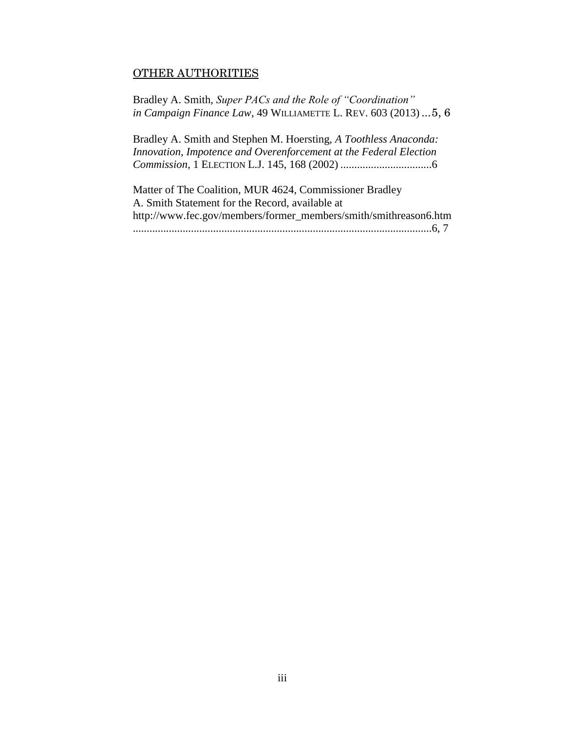## OTHER AUTHORITIES

Bradley A. Smith, *Super PACs and the Role of "Coordination" in Campaign Finance Law*, 49 WILLIAMETTE L. REV. 603 (2013) ...5, 6

Bradley A. Smith and Stephen M. Hoersting, *A Toothless Anaconda: Innovation, Impotence and Overenforcement at the Federal Election Commission*, 1 ELECTION L.J. 145, 168 (2002) .................................6

Matter of The Coalition, MUR 4624, Commissioner Bradley A. Smith Statement for the Record, available at http://www.fec.gov/members/former_members/smith/smithreason6.htm ..........................................................................................................6, 7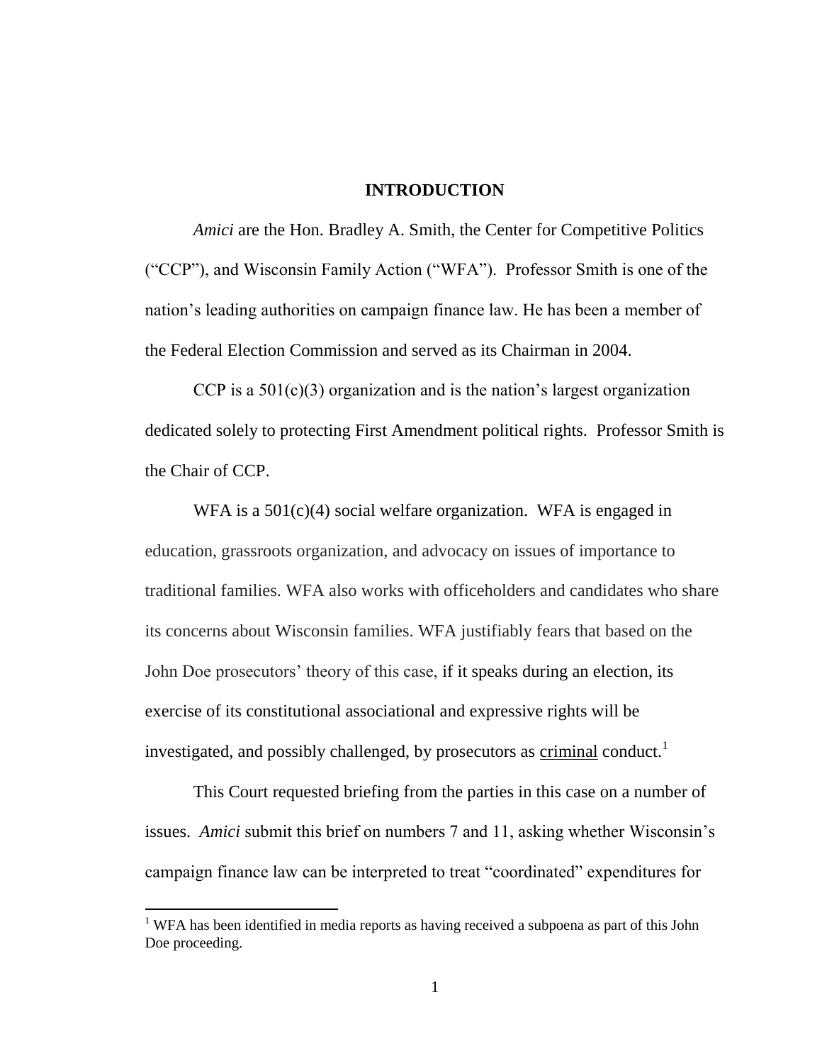## INTRODUCTION

*Amici* are the Hon. Bradley A. Smith, the Center for Competitive Politics ("CCP"), and Wisconsin Family Action ("WFA"). Professor Smith is one of the nation's leading authorities on campaign finance law. He has been a member of the Federal Election Commission and served as its Chairman in 2004.

CCP is a 501(c)(3) organization and is the nation's largest organization dedicated solely to protecting First Amendment political rights. Professor Smith is the Chair of CCP.

WFA is a 501(c)(4) social welfare organization. WFA is engaged in education, grassroots organization, and advocacy on issues of importance to traditional families. WFA also works with officeholders and candidates who share its concerns about Wisconsin families. WFA justifiably fears that based on the John Doe prosecutors' theory of this case, if it speaks during an election, its exercise of its constitutional associational and expressive rights will be investigated, and possibly challenged, by prosecutors as <u>criminal</u> conduct.[1]

This Court requested briefing from the parties in this case on a number of issues. *Amici* submit this brief on numbers 7 and 11, asking whether Wisconsin's campaign finance law can be interpreted to treat "coordinated" expenditures for

---

[1] WFA has been identified in media reports as having received a subpoena as part of this John Doe proceeding.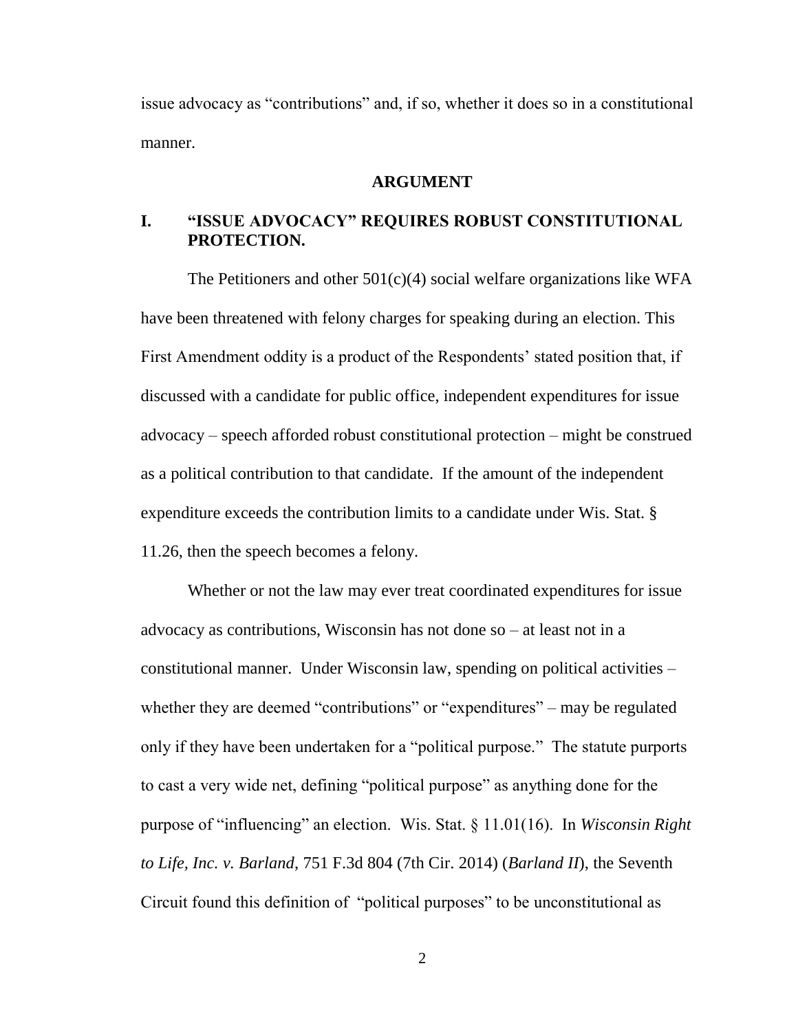issue advocacy as "contributions" and, if so, whether it does so in a constitutional manner.

## ARGUMENT

### I. "ISSUE ADVOCACY" REQUIRES ROBUST CONSTITUTIONAL PROTECTION.

The Petitioners and other 501(c)(4) social welfare organizations like WFA have been threatened with felony charges for speaking during an election. This First Amendment oddity is a product of the Respondents' stated position that, if discussed with a candidate for public office, independent expenditures for issue advocacy – speech afforded robust constitutional protection – might be construed as a political contribution to that candidate. If the amount of the independent expenditure exceeds the contribution limits to a candidate under Wis. Stat. § 11.26, then the speech becomes a felony.

Whether or not the law may ever treat coordinated expenditures for issue advocacy as contributions, Wisconsin has not done so – at least not in a constitutional manner. Under Wisconsin law, spending on political activities – whether they are deemed "contributions" or "expenditures" – may be regulated only if they have been undertaken for a "political purpose." The statute purports to cast a very wide net, defining "political purpose" as anything done for the purpose of "influencing" an election. Wis. Stat. § 11.01(16). In *Wisconsin Right to Life, Inc. v. Barland*, 751 F.3d 804 (7th Cir. 2014) (*Barland II*), the Seventh Circuit found this definition of "political purposes" to be unconstitutional as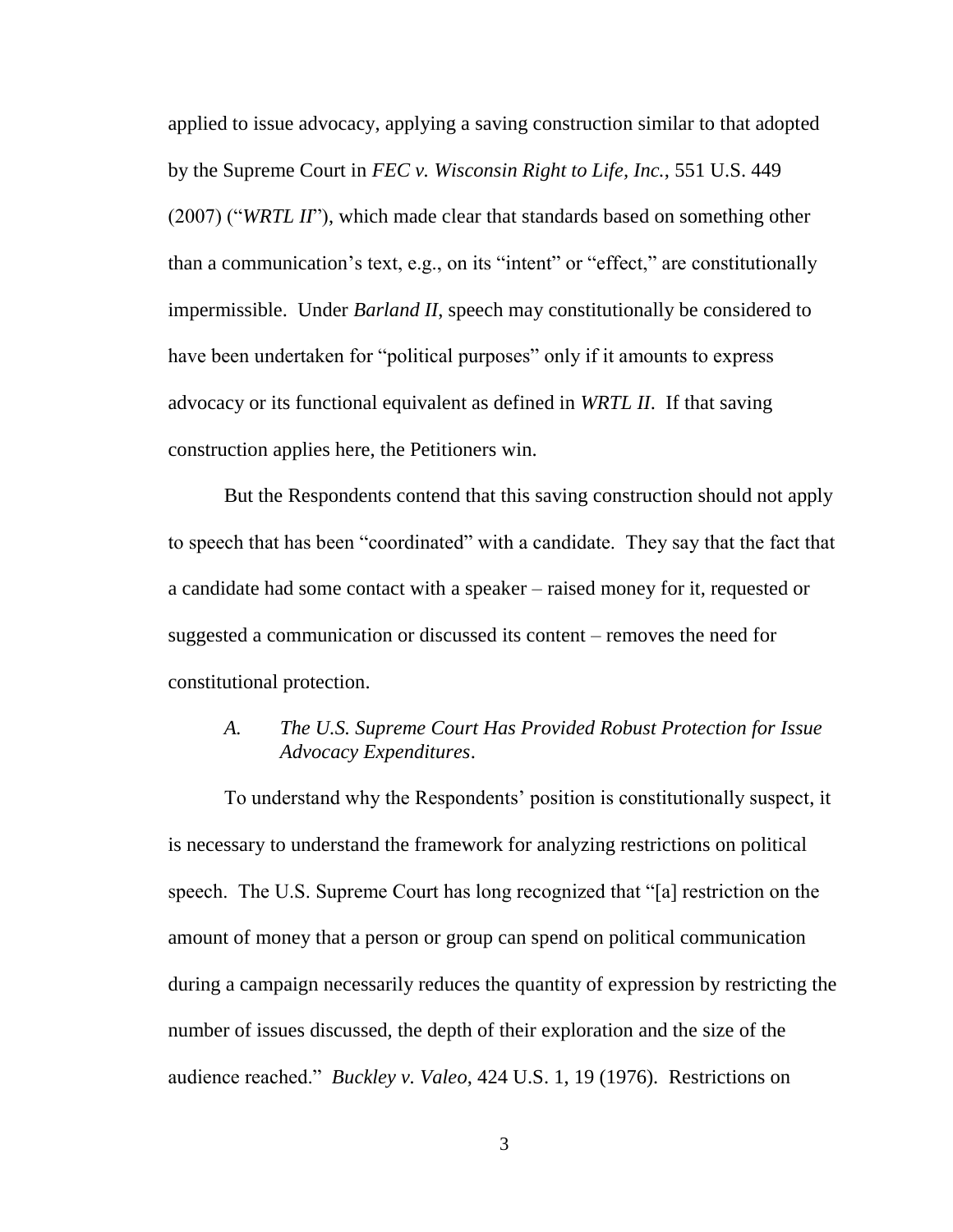applied to issue advocacy, applying a saving construction similar to that adopted by the Supreme Court in *FEC v. Wisconsin Right to Life, Inc.*, 551 U.S. 449 (2007) ("*WRTL II*"), which made clear that standards based on something other than a communication's text, e.g., on its "intent" or "effect," are constitutionally impermissible. Under *Barland II*, speech may constitutionally be considered to have been undertaken for "political purposes" only if it amounts to express advocacy or its functional equivalent as defined in *WRTL II*. If that saving construction applies here, the Petitioners win.

But the Respondents contend that this saving construction should not apply to speech that has been "coordinated" with a candidate. They say that the fact that a candidate had some contact with a speaker – raised money for it, requested or suggested a communication or discussed its content – removes the need for constitutional protection.

### *A. The U.S. Supreme Court Has Provided Robust Protection for Issue Advocacy Expenditures*.

To understand why the Respondents' position is constitutionally suspect, it is necessary to understand the framework for analyzing restrictions on political speech. The U.S. Supreme Court has long recognized that "[a] restriction on the amount of money that a person or group can spend on political communication during a campaign necessarily reduces the quantity of expression by restricting the number of issues discussed, the depth of their exploration and the size of the audience reached." *Buckley v. Valeo*, 424 U.S. 1, 19 (1976). Restrictions on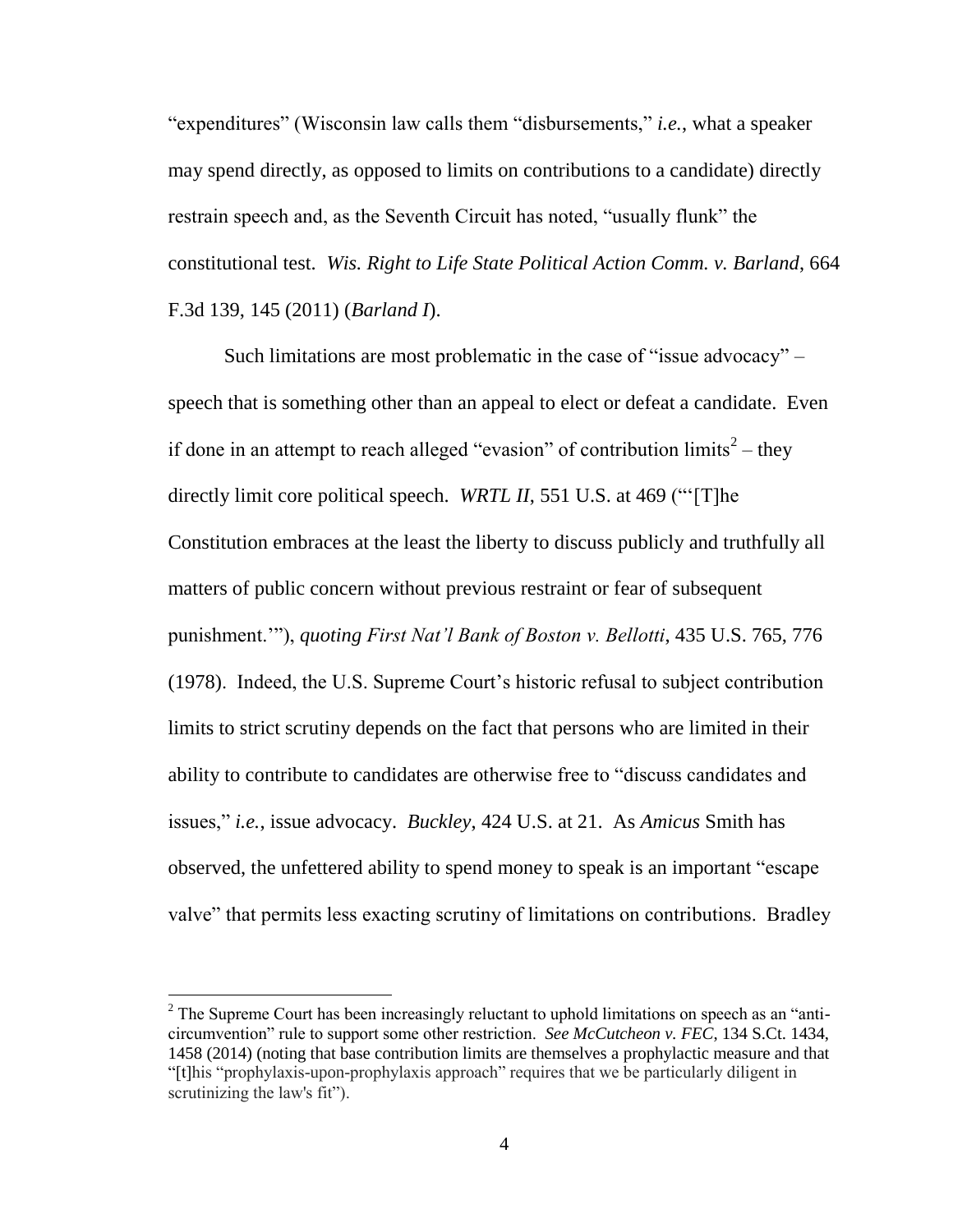"expenditures" (Wisconsin law calls them "disbursements," *i.e.*, what a speaker may spend directly, as opposed to limits on contributions to a candidate) directly restrain speech and, as the Seventh Circuit has noted, "usually flunk" the constitutional test. *Wis. Right to Life State Political Action Comm. v. Barland*, 664 F.3d 139, 145 (2011) (*Barland I*).

Such limitations are most problematic in the case of "issue advocacy" – speech that is something other than an appeal to elect or defeat a candidate. Even if done in an attempt to reach alleged "evasion" of contribution limits[2] – they directly limit core political speech. *WRTL II*, 551 U.S. at 469 ("'[T]he Constitution embraces at the least the liberty to discuss publicly and truthfully all matters of public concern without previous restraint or fear of subsequent punishment.'"), *quoting First Nat'l Bank of Boston v. Bellotti*, 435 U.S. 765, 776 (1978). Indeed, the U.S. Supreme Court's historic refusal to subject contribution limits to strict scrutiny depends on the fact that persons who are limited in their ability to contribute to candidates are otherwise free to "discuss candidates and issues," *i.e.*, issue advocacy. *Buckley*, 424 U.S. at 21. As *Amicus* Smith has observed, the unfettered ability to spend money to speak is an important "escape valve" that permits less exacting scrutiny of limitations on contributions. Bradley

---

[2] The Supreme Court has been increasingly reluctant to uphold limitations on speech as an "anti-circumvention" rule to support some other restriction. *See McCutcheon v. FEC*, 134 S.Ct. 1434, 1458 (2014) (noting that base contribution limits are themselves a prophylactic measure and that "[t]his "prophylaxis-upon-prophylaxis approach" requires that we be particularly diligent in scrutinizing the law's fit").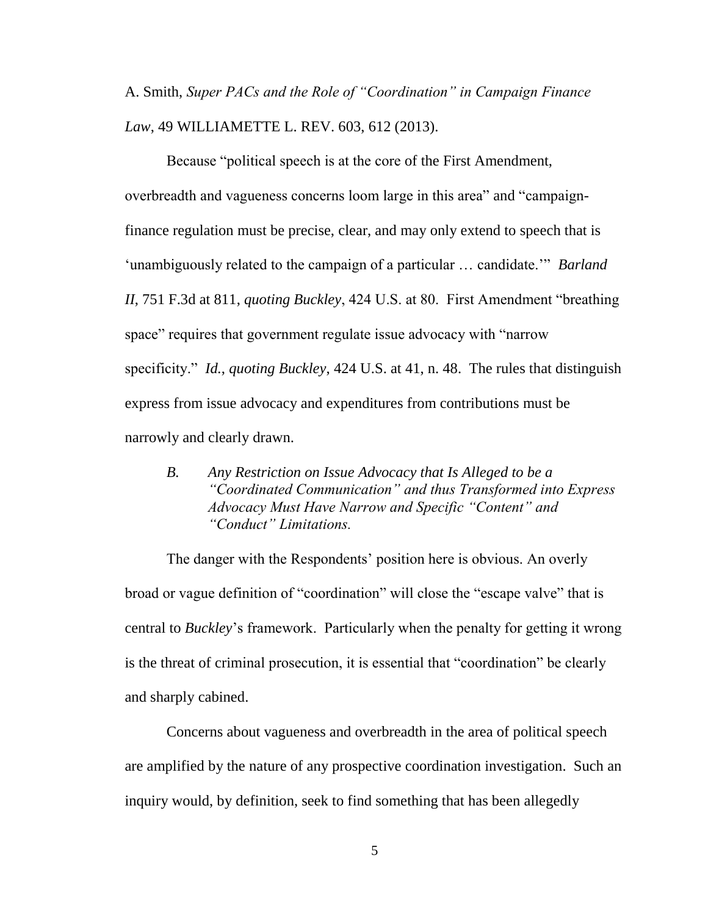A. Smith, *Super PACs and the Role of "Coordination" in Campaign Finance Law*, 49 WILLIAMETTE L. REV. 603, 612 (2013).

Because "political speech is at the core of the First Amendment, overbreadth and vagueness concerns loom large in this area" and "campaign-finance regulation must be precise, clear, and may only extend to speech that is 'unambiguously related to the campaign of a particular … candidate.'" *Barland II*, 751 F.3d at 811, *quoting Buckley*, 424 U.S. at 80. First Amendment "breathing space" requires that government regulate issue advocacy with "narrow specificity." *Id.*, *quoting Buckley*, 424 U.S. at 41, n. 48. The rules that distinguish express from issue advocacy and expenditures from contributions must be narrowly and clearly drawn.

### *B. Any Restriction on Issue Advocacy that Is Alleged to be a "Coordinated Communication" and thus Transformed into Express Advocacy Must Have Narrow and Specific "Content" and "Conduct" Limitations.*

The danger with the Respondents' position here is obvious. An overly broad or vague definition of "coordination" will close the "escape valve" that is central to *Buckley*'s framework. Particularly when the penalty for getting it wrong is the threat of criminal prosecution, it is essential that "coordination" be clearly and sharply cabined.

Concerns about vagueness and overbreadth in the area of political speech are amplified by the nature of any prospective coordination investigation. Such an inquiry would, by definition, seek to find something that has been allegedly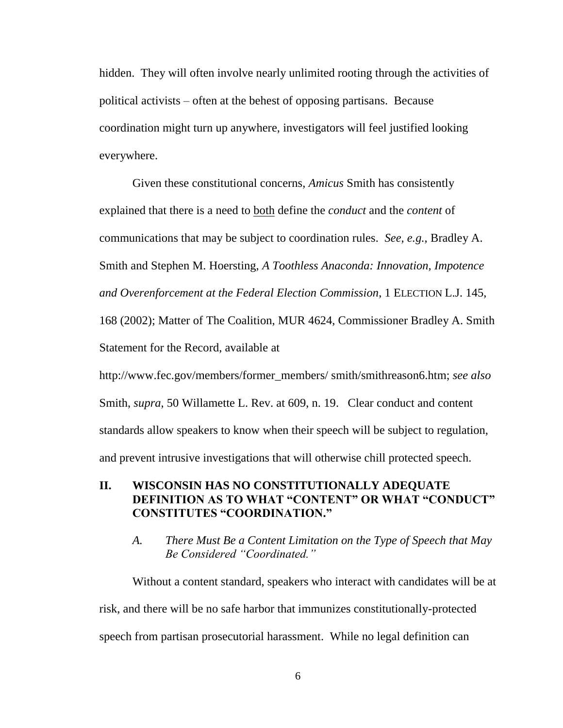hidden. They will often involve nearly unlimited rooting through the activities of political activists – often at the behest of opposing partisans. Because coordination might turn up anywhere, investigators will feel justified looking everywhere.

Given these constitutional concerns, *Amicus* Smith has consistently explained that there is a need to both define the *conduct* and the *content* of communications that may be subject to coordination rules. *See, e.g.*, Bradley A. Smith and Stephen M. Hoersting, *A Toothless Anaconda: Innovation, Impotence and Overenforcement at the Federal Election Commission*, 1 ELECTION L.J. 145, 168 (2002); Matter of The Coalition, MUR 4624, Commissioner Bradley A. Smith Statement for the Record, available at http://www.fec.gov/members/former_members/ smith/smithreason6.htm; *see also* Smith, *supra*, 50 Willamette L. Rev. at 609, n. 19. Clear conduct and content standards allow speakers to know when their speech will be subject to regulation, and prevent intrusive investigations that will otherwise chill protected speech.

## II. WISCONSIN HAS NO CONSTITUTIONALLY ADEQUATE DEFINITION AS TO WHAT "CONTENT" OR WHAT "CONDUCT" CONSTITUTES "COORDINATION."

### *A. There Must Be a Content Limitation on the Type of Speech that May Be Considered "Coordinated."*

Without a content standard, speakers who interact with candidates will be at risk, and there will be no safe harbor that immunizes constitutionally-protected speech from partisan prosecutorial harassment. While no legal definition can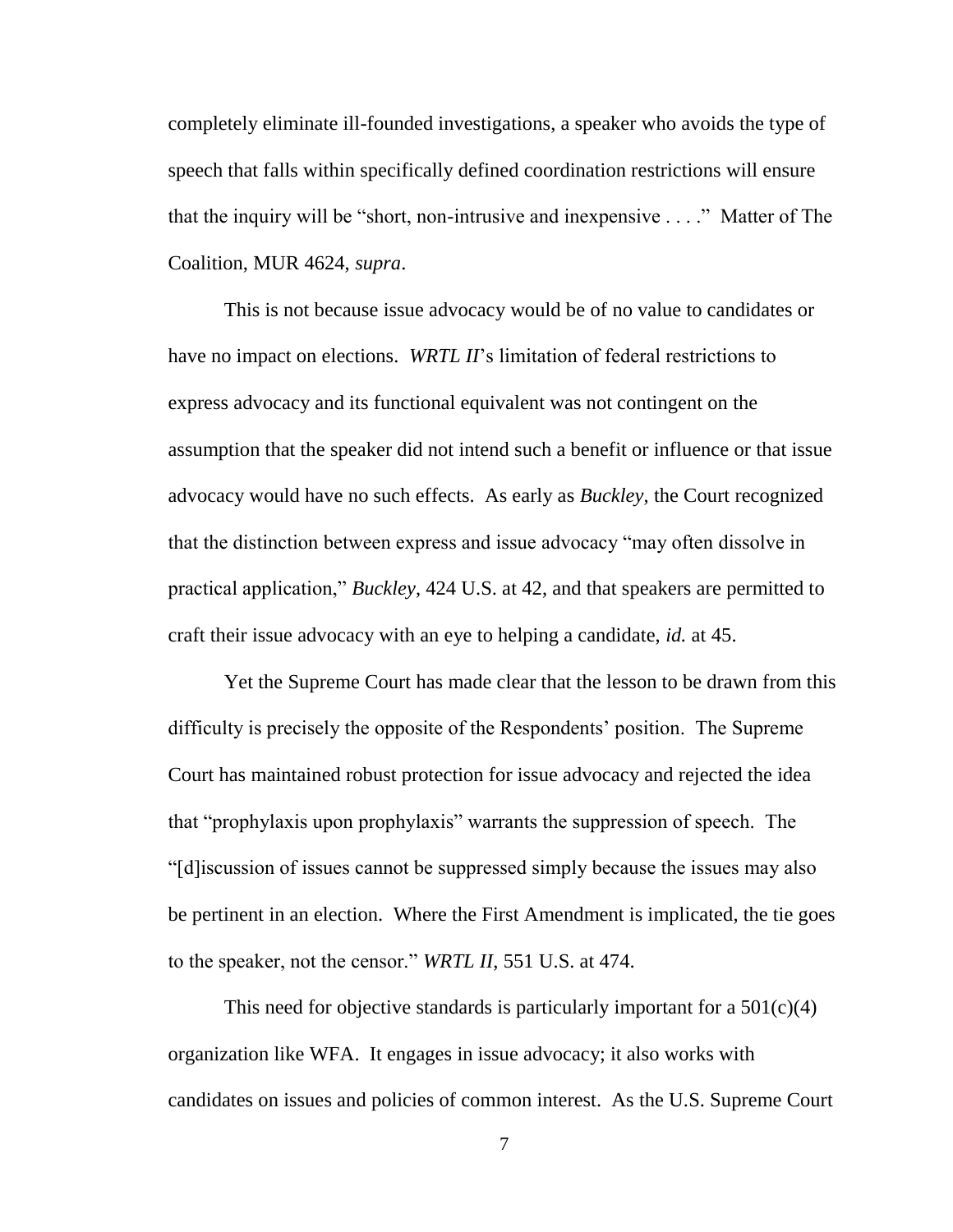completely eliminate ill-founded investigations, a speaker who avoids the type of speech that falls within specifically defined coordination restrictions will ensure that the inquiry will be "short, non-intrusive and inexpensive . . . ." Matter of The Coalition, MUR 4624, *supra*.

This is not because issue advocacy would be of no value to candidates or have no impact on elections. *WRTL II*'s limitation of federal restrictions to express advocacy and its functional equivalent was not contingent on the assumption that the speaker did not intend such a benefit or influence or that issue advocacy would have no such effects. As early as *Buckley*, the Court recognized that the distinction between express and issue advocacy "may often dissolve in practical application," *Buckley*, 424 U.S. at 42, and that speakers are permitted to craft their issue advocacy with an eye to helping a candidate, *id.* at 45.

Yet the Supreme Court has made clear that the lesson to be drawn from this difficulty is precisely the opposite of the Respondents' position. The Supreme Court has maintained robust protection for issue advocacy and rejected the idea that "prophylaxis upon prophylaxis" warrants the suppression of speech. The "[d]iscussion of issues cannot be suppressed simply because the issues may also be pertinent in an election. Where the First Amendment is implicated, the tie goes to the speaker, not the censor." *WRTL II*, 551 U.S. at 474.

This need for objective standards is particularly important for a 501(c)(4) organization like WFA. It engages in issue advocacy; it also works with candidates on issues and policies of common interest. As the U.S. Supreme Court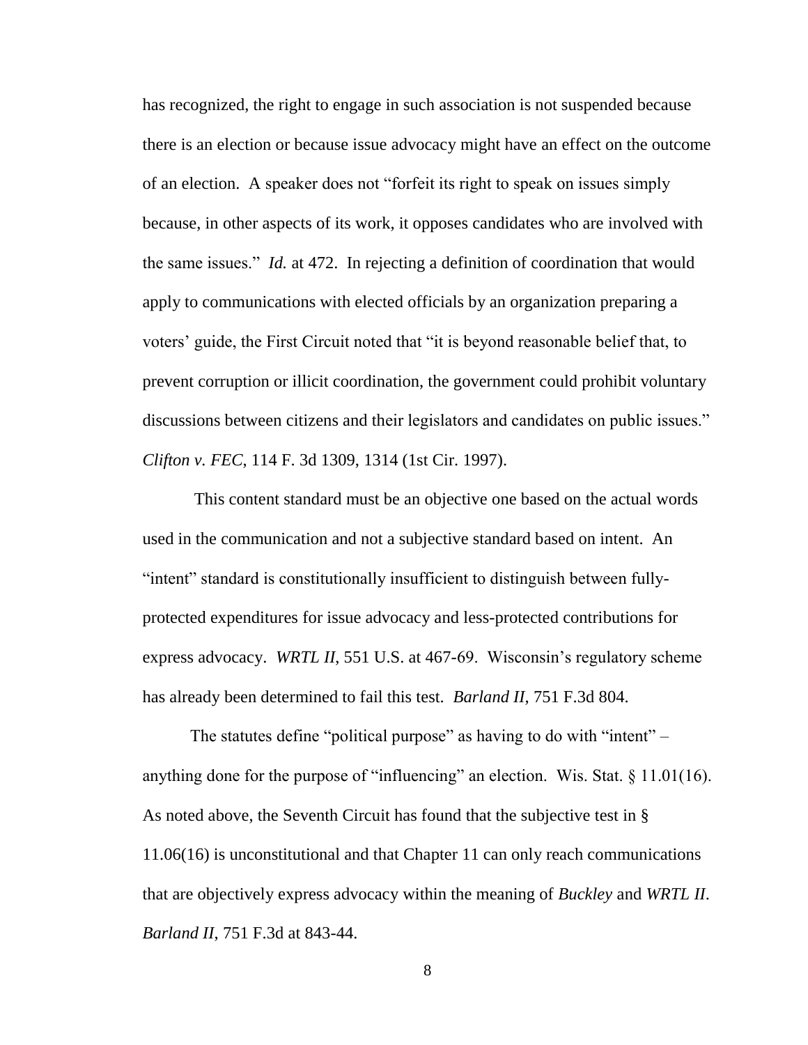has recognized, the right to engage in such association is not suspended because there is an election or because issue advocacy might have an effect on the outcome of an election. A speaker does not "forfeit its right to speak on issues simply because, in other aspects of its work, it opposes candidates who are involved with the same issues." *Id.* at 472. In rejecting a definition of coordination that would apply to communications with elected officials by an organization preparing a voters' guide, the First Circuit noted that "it is beyond reasonable belief that, to prevent corruption or illicit coordination, the government could prohibit voluntary discussions between citizens and their legislators and candidates on public issues." *Clifton v. FEC*, 114 F. 3d 1309, 1314 (1st Cir. 1997).

This content standard must be an objective one based on the actual words used in the communication and not a subjective standard based on intent. An "intent" standard is constitutionally insufficient to distinguish between fully-protected expenditures for issue advocacy and less-protected contributions for express advocacy. *WRTL II*, 551 U.S. at 467-69. Wisconsin's regulatory scheme has already been determined to fail this test. *Barland II*, 751 F.3d 804.

The statutes define "political purpose" as having to do with "intent" – anything done for the purpose of "influencing" an election. Wis. Stat. § 11.01(16). As noted above, the Seventh Circuit has found that the subjective test in § 11.06(16) is unconstitutional and that Chapter 11 can only reach communications that are objectively express advocacy within the meaning of *Buckley* and *WRTL II*. *Barland II*, 751 F.3d at 843-44.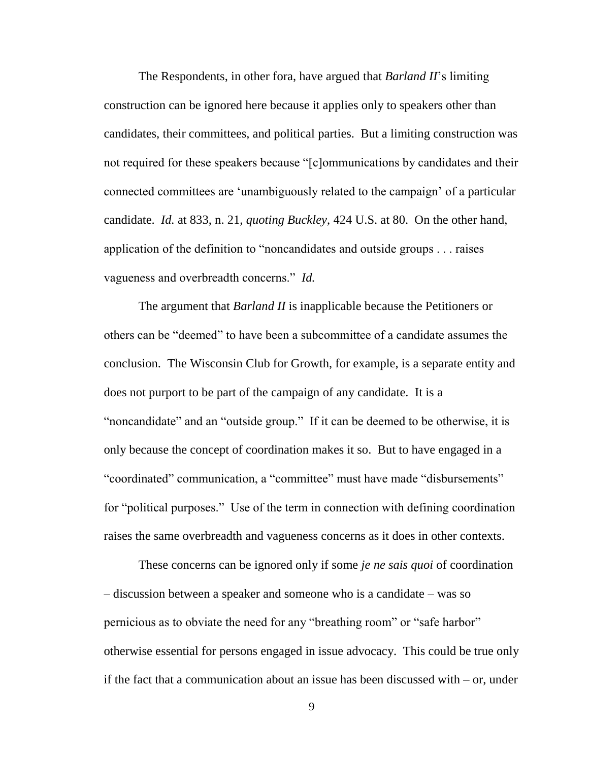The Respondents, in other fora, have argued that *Barland II*'s limiting construction can be ignored here because it applies only to speakers other than candidates, their committees, and political parties. But a limiting construction was not required for these speakers because "[c]ommunications by candidates and their connected committees are 'unambiguously related to the campaign' of a particular candidate. *Id.* at 833, n. 21, *quoting Buckley*, 424 U.S. at 80. On the other hand, application of the definition to "noncandidates and outside groups . . . raises vagueness and overbreadth concerns." *Id.*

The argument that *Barland II* is inapplicable because the Petitioners or others can be "deemed" to have been a subcommittee of a candidate assumes the conclusion. The Wisconsin Club for Growth, for example, is a separate entity and does not purport to be part of the campaign of any candidate. It is a "noncandidate" and an "outside group." If it can be deemed to be otherwise, it is only because the concept of coordination makes it so. But to have engaged in a "coordinated" communication, a "committee" must have made "disbursements" for "political purposes." Use of the term in connection with defining coordination raises the same overbreadth and vagueness concerns as it does in other contexts.

These concerns can be ignored only if some *je ne sais quoi* of coordination – discussion between a speaker and someone who is a candidate – was so pernicious as to obviate the need for any "breathing room" or "safe harbor" otherwise essential for persons engaged in issue advocacy. This could be true only if the fact that a communication about an issue has been discussed with – or, under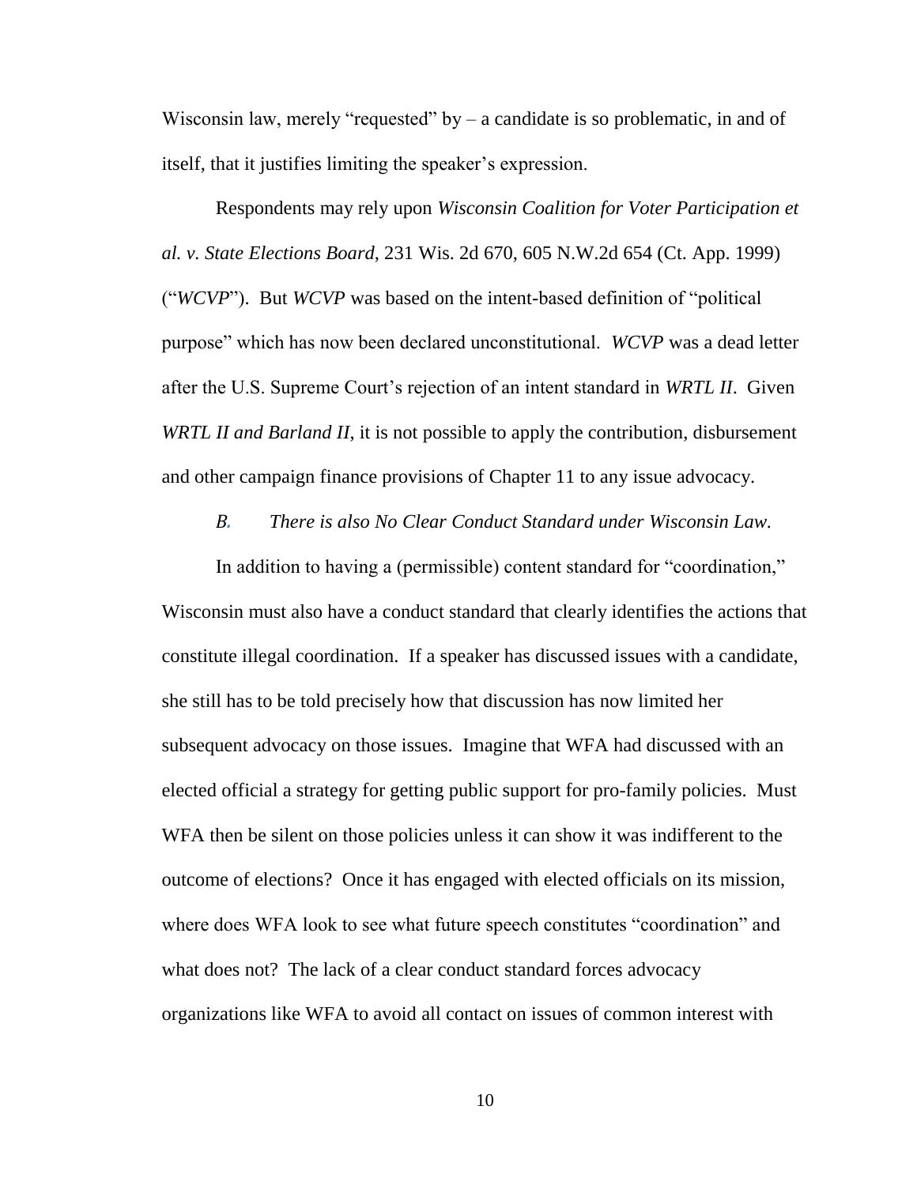Wisconsin law, merely "requested" by – a candidate is so problematic, in and of itself, that it justifies limiting the speaker's expression.

Respondents may rely upon *Wisconsin Coalition for Voter Participation et al. v. State Elections Board*, 231 Wis. 2d 670, 605 N.W.2d 654 (Ct. App. 1999) ("*WCVP*"). But *WCVP* was based on the intent-based definition of "political purpose" which has now been declared unconstitutional. *WCVP* was a dead letter after the U.S. Supreme Court's rejection of an intent standard in *WRTL II*. Given *WRTL II and Barland II*, it is not possible to apply the contribution, disbursement and other campaign finance provisions of Chapter 11 to any issue advocacy.

### *B. There is also No Clear Conduct Standard under Wisconsin Law.*

In addition to having a (permissible) content standard for "coordination," Wisconsin must also have a conduct standard that clearly identifies the actions that constitute illegal coordination. If a speaker has discussed issues with a candidate, she still has to be told precisely how that discussion has now limited her subsequent advocacy on those issues. Imagine that WFA had discussed with an elected official a strategy for getting public support for pro-family policies. Must WFA then be silent on those policies unless it can show it was indifferent to the outcome of elections? Once it has engaged with elected officials on its mission, where does WFA look to see what future speech constitutes "coordination" and what does not? The lack of a clear conduct standard forces advocacy organizations like WFA to avoid all contact on issues of common interest with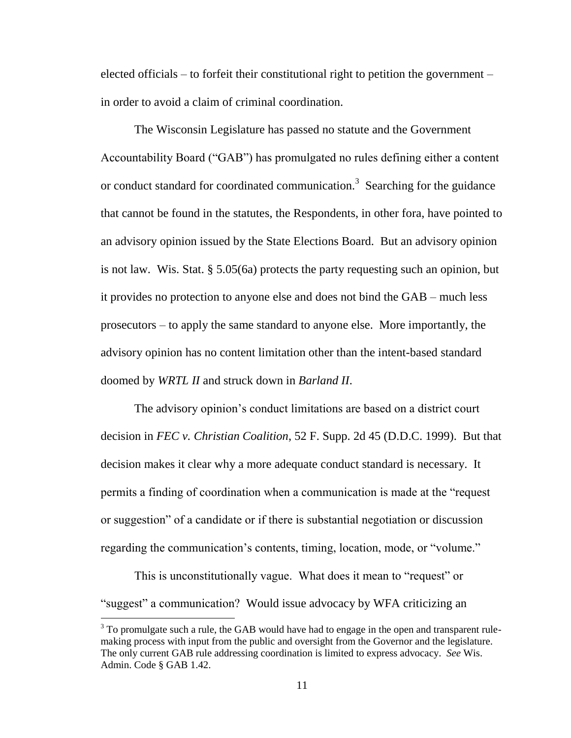elected officials – to forfeit their constitutional right to petition the government – in order to avoid a claim of criminal coordination.

The Wisconsin Legislature has passed no statute and the Government Accountability Board ("GAB") has promulgated no rules defining either a content or conduct standard for coordinated communication.[3] Searching for the guidance that cannot be found in the statutes, the Respondents, in other fora, have pointed to an advisory opinion issued by the State Elections Board. But an advisory opinion is not law. Wis. Stat. § 5.05(6a) protects the party requesting such an opinion, but it provides no protection to anyone else and does not bind the GAB – much less prosecutors – to apply the same standard to anyone else. More importantly, the advisory opinion has no content limitation other than the intent-based standard doomed by *WRTL II* and struck down in *Barland II*.

The advisory opinion's conduct limitations are based on a district court decision in *FEC v. Christian Coalition*, 52 F. Supp. 2d 45 (D.D.C. 1999). But that decision makes it clear why a more adequate conduct standard is necessary. It permits a finding of coordination when a communication is made at the "request or suggestion" of a candidate or if there is substantial negotiation or discussion regarding the communication's contents, timing, location, mode, or "volume."

This is unconstitutionally vague. What does it mean to "request" or "suggest" a communication? Would issue advocacy by WFA criticizing an

---

[3] To promulgate such a rule, the GAB would have had to engage in the open and transparent rule-making process with input from the public and oversight from the Governor and the legislature. The only current GAB rule addressing coordination is limited to express advocacy. *See* Wis. Admin. Code § GAB 1.42.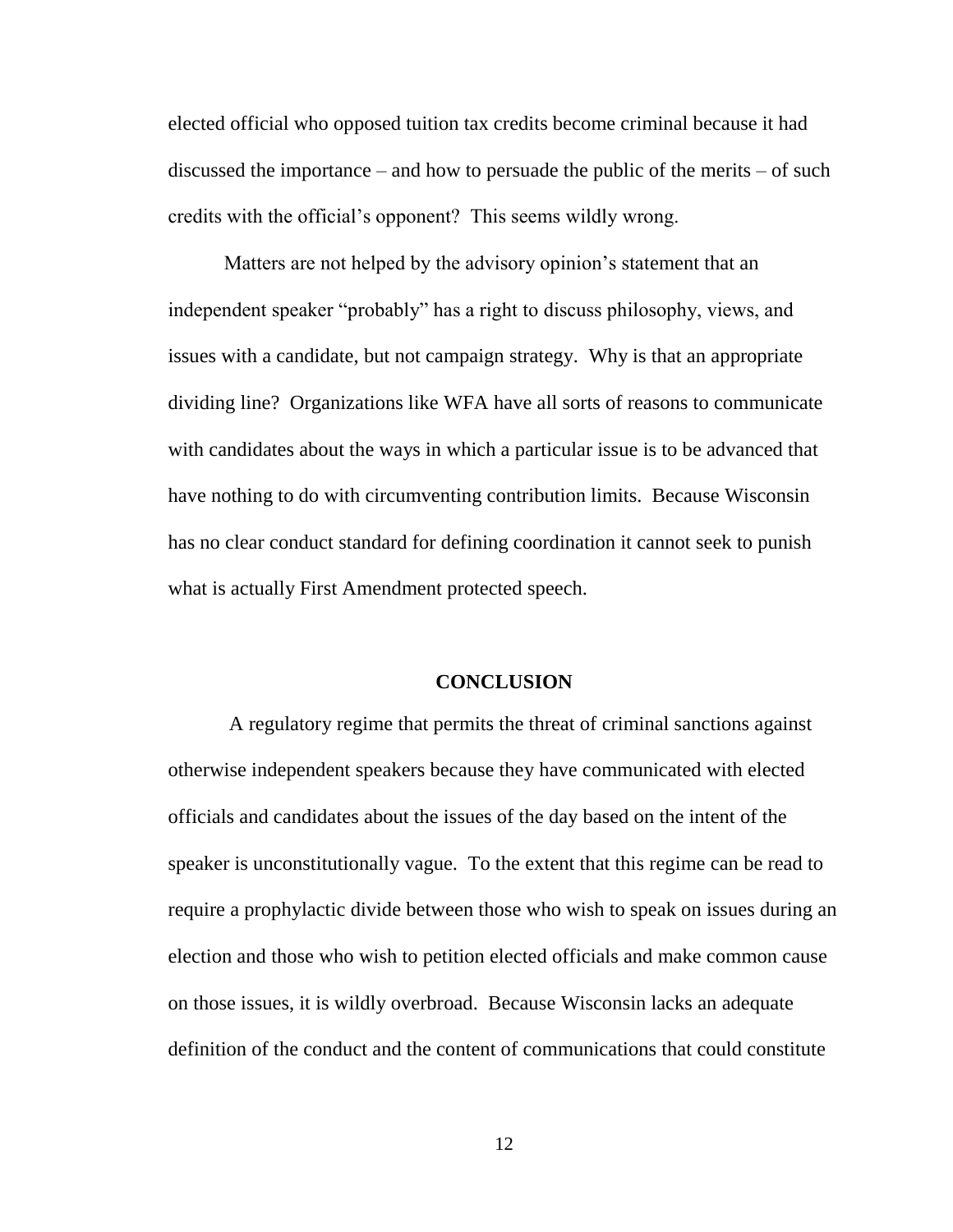elected official who opposed tuition tax credits become criminal because it had discussed the importance – and how to persuade the public of the merits – of such credits with the official's opponent? This seems wildly wrong.

Matters are not helped by the advisory opinion's statement that an independent speaker "probably" has a right to discuss philosophy, views, and issues with a candidate, but not campaign strategy. Why is that an appropriate dividing line? Organizations like WFA have all sorts of reasons to communicate with candidates about the ways in which a particular issue is to be advanced that have nothing to do with circumventing contribution limits. Because Wisconsin has no clear conduct standard for defining coordination it cannot seek to punish what is actually First Amendment protected speech.

## CONCLUSION

A regulatory regime that permits the threat of criminal sanctions against otherwise independent speakers because they have communicated with elected officials and candidates about the issues of the day based on the intent of the speaker is unconstitutionally vague. To the extent that this regime can be read to require a prophylactic divide between those who wish to speak on issues during an election and those who wish to petition elected officials and make common cause on those issues, it is wildly overbroad. Because Wisconsin lacks an adequate definition of the conduct and the content of communications that could constitute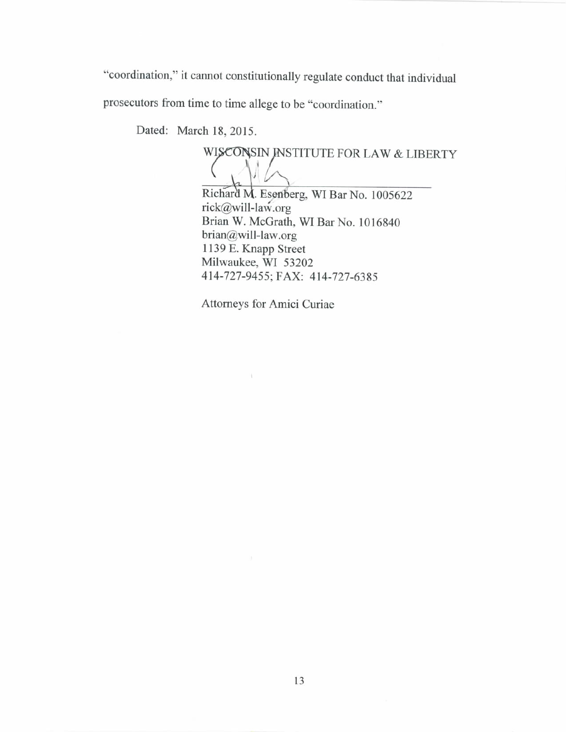"coordination," it cannot constitutionally regulate conduct that individual prosecutors from time to time allege to be "coordination."

Dated: March 18, 2015.

WISCONSIN INSTITUTE FOR LAW & LIBERTY

Richard M. Esenberg, WI Bar No. 1005622
rick@will-law.org
Brian W. McGrath, WI Bar No. 1016840
brian@will-law.org
1139 E. Knapp Street
Milwaukee, WI 53202
414-727-9455; FAX: 414-727-6385

Attorneys for Amici Curiae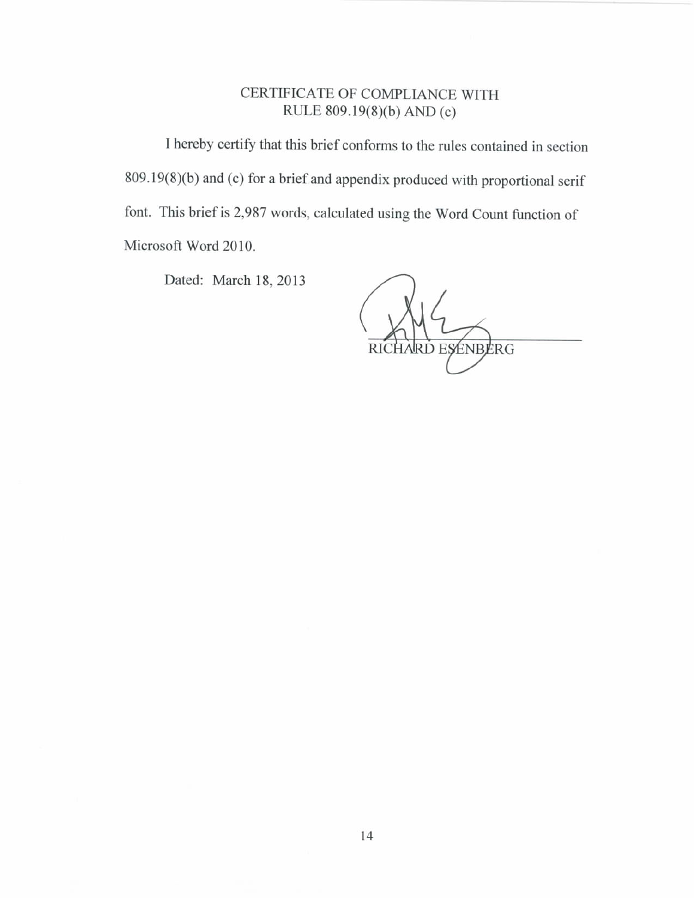# CERTIFICATE OF COMPLIANCE WITH RULE 809.19(8)(b) AND (c)

I hereby certify that this brief conforms to the rules contained in section 809.19(8)(b) and (c) for a brief and appendix produced with proportional serif font. This brief is 2,987 words, calculated using the Word Count function of Microsoft Word 2010.

Dated: March 18, 2013

RICHARD ESENBERG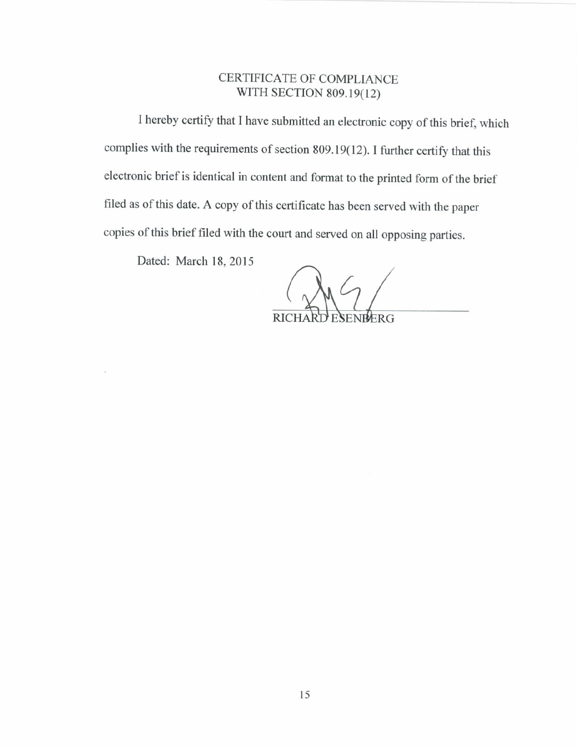# CERTIFICATE OF COMPLIANCE WITH SECTION 809.19(12)

I hereby certify that I have submitted an electronic copy of this brief, which complies with the requirements of section 809.19(12). I further certify that this electronic brief is identical in content and format to the printed form of the brief filed as of this date. A copy of this certificate has been served with the paper copies of this brief filed with the court and served on all opposing parties.

Dated: March 18, 2015

RICHARD ESENBERG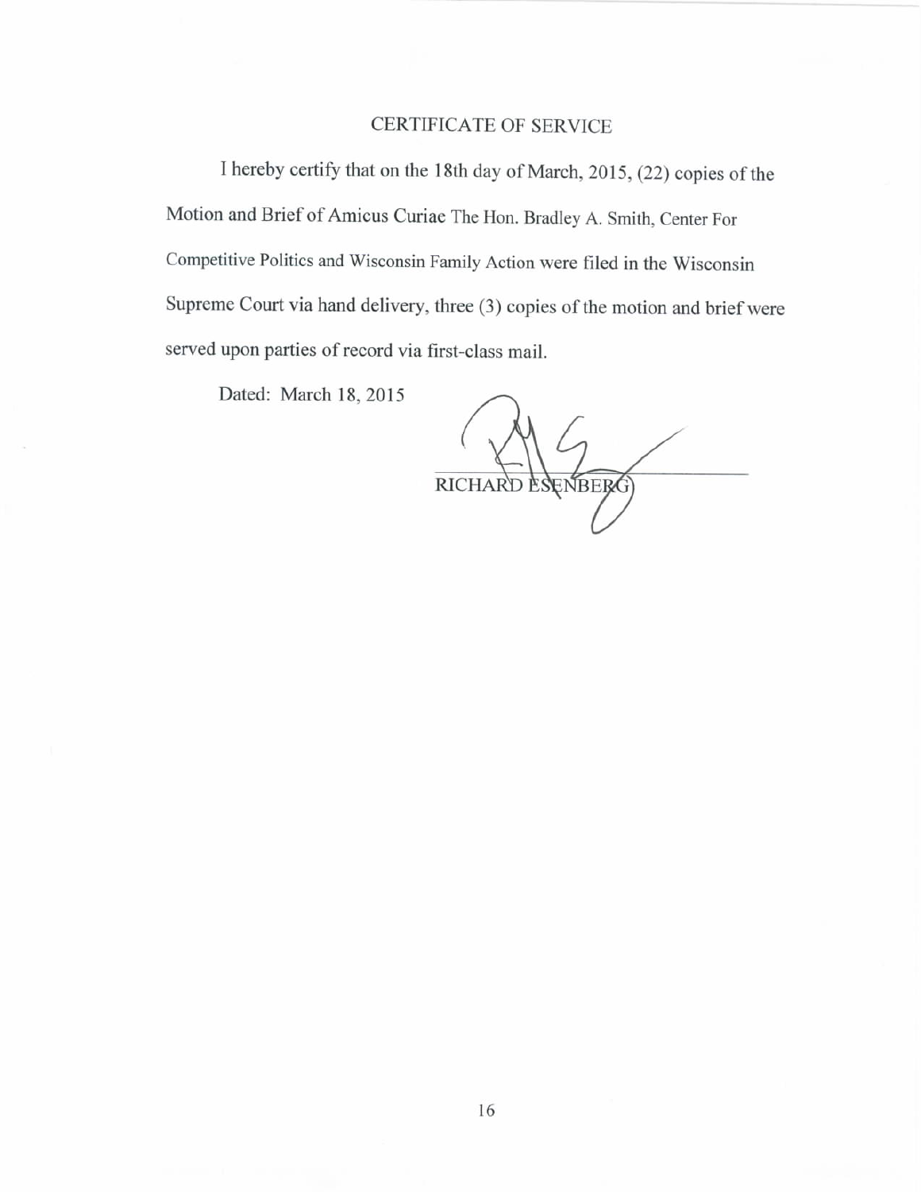## CERTIFICATE OF SERVICE

I hereby certify that on the 18th day of March, 2015, (22) copies of the Motion and Brief of Amicus Curiae The Hon. Bradley A. Smith, Center For Competitive Politics and Wisconsin Family Action were filed in the Wisconsin Supreme Court via hand delivery, three (3) copies of the motion and brief were served upon parties of record via first-class mail.

Dated: March 18, 2015

RICHARD ESENBERG